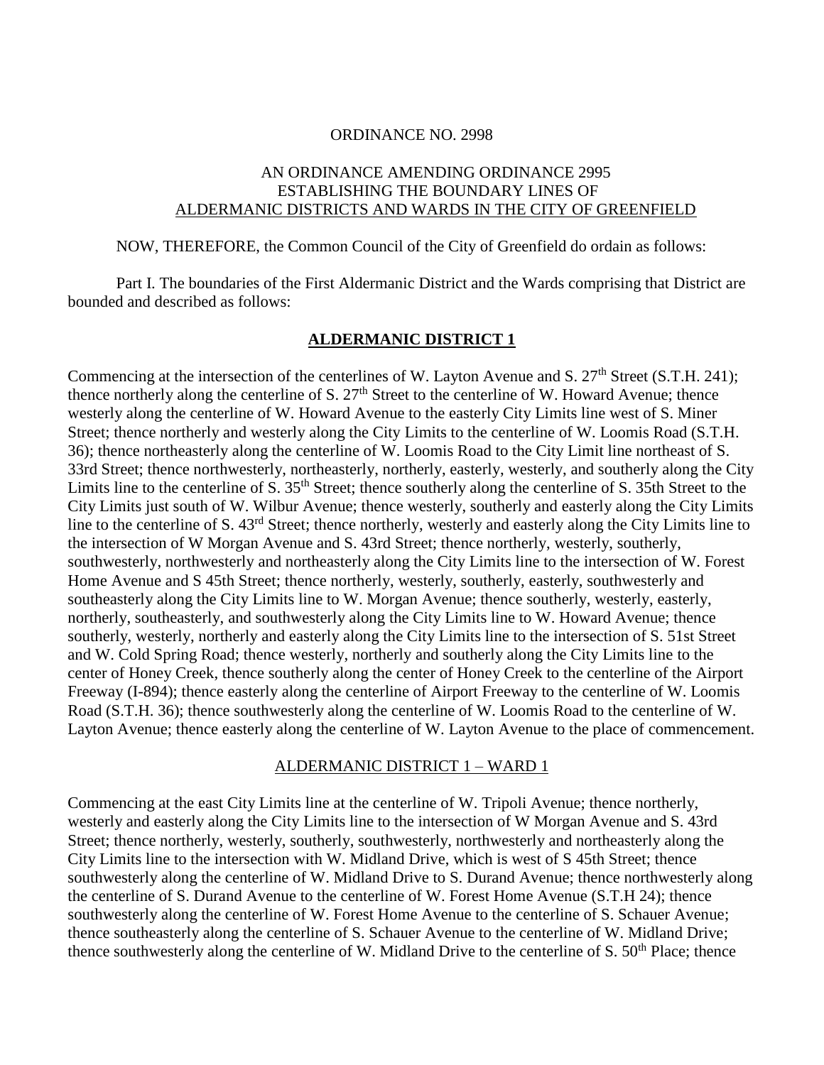ORDINANCE NO. 2998

AN ORDINANCE AMENDING ORDINANCE 2995
ESTABLISHING THE BOUNDARY LINES OF
ALDERMANIC DISTRICTS AND WARDS IN THE CITY OF GREENFIELD

NOW, THEREFORE, the Common Council of the City of Greenfield do ordain as follows:

Part I. The boundaries of the First Aldermanic District and the Wards comprising that District are bounded and described as follows:

## ALDERMANIC DISTRICT 1

Commencing at the intersection of the centerlines of W. Layton Avenue and S. 27th Street (S.T.H. 241); thence northerly along the centerline of S. 27th Street to the centerline of W. Howard Avenue; thence westerly along the centerline of W. Howard Avenue to the easterly City Limits line west of S. Miner Street; thence northerly and westerly along the City Limits to the centerline of W. Loomis Road (S.T.H. 36); thence northeasterly along the centerline of W. Loomis Road to the City Limit line northeast of S. 33rd Street; thence northwesterly, northeasterly, northerly, easterly, westerly, and southerly along the City Limits line to the centerline of S. 35th Street; thence southerly along the centerline of S. 35th Street to the City Limits just south of W. Wilbur Avenue; thence westerly, southerly and easterly along the City Limits line to the centerline of S. 43rd Street; thence northerly, westerly and easterly along the City Limits line to the intersection of W Morgan Avenue and S. 43rd Street; thence northerly, westerly, southerly, southwesterly, northwesterly and northeasterly along the City Limits line to the intersection of W. Forest Home Avenue and S 45th Street; thence northerly, westerly, southerly, easterly, southwesterly and southeasterly along the City Limits line to W. Morgan Avenue; thence southerly, westerly, easterly, northerly, southeasterly, and southwesterly along the City Limits line to W. Howard Avenue; thence southerly, westerly, northerly and easterly along the City Limits line to the intersection of S. 51st Street and W. Cold Spring Road; thence westerly, northerly and southerly along the City Limits line to the center of Honey Creek, thence southerly along the center of Honey Creek to the centerline of the Airport Freeway (I-894); thence easterly along the centerline of Airport Freeway to the centerline of W. Loomis Road (S.T.H. 36); thence southwesterly along the centerline of W. Loomis Road to the centerline of W. Layton Avenue; thence easterly along the centerline of W. Layton Avenue to the place of commencement.

### ALDERMANIC DISTRICT 1 – WARD 1

Commencing at the east City Limits line at the centerline of W. Tripoli Avenue; thence northerly, westerly and easterly along the City Limits line to the intersection of W Morgan Avenue and S. 43rd Street; thence northerly, westerly, southerly, southwesterly, northwesterly and northeasterly along the City Limits line to the intersection with W. Midland Drive, which is west of S 45th Street; thence southwesterly along the centerline of W. Midland Drive to S. Durand Avenue; thence northwesterly along the centerline of S. Durand Avenue to the centerline of W. Forest Home Avenue (S.T.H 24); thence southwesterly along the centerline of W. Forest Home Avenue to the centerline of S. Schauer Avenue; thence southeasterly along the centerline of S. Schauer Avenue to the centerline of W. Midland Drive; thence southwesterly along the centerline of W. Midland Drive to the centerline of S. 50th Place; thence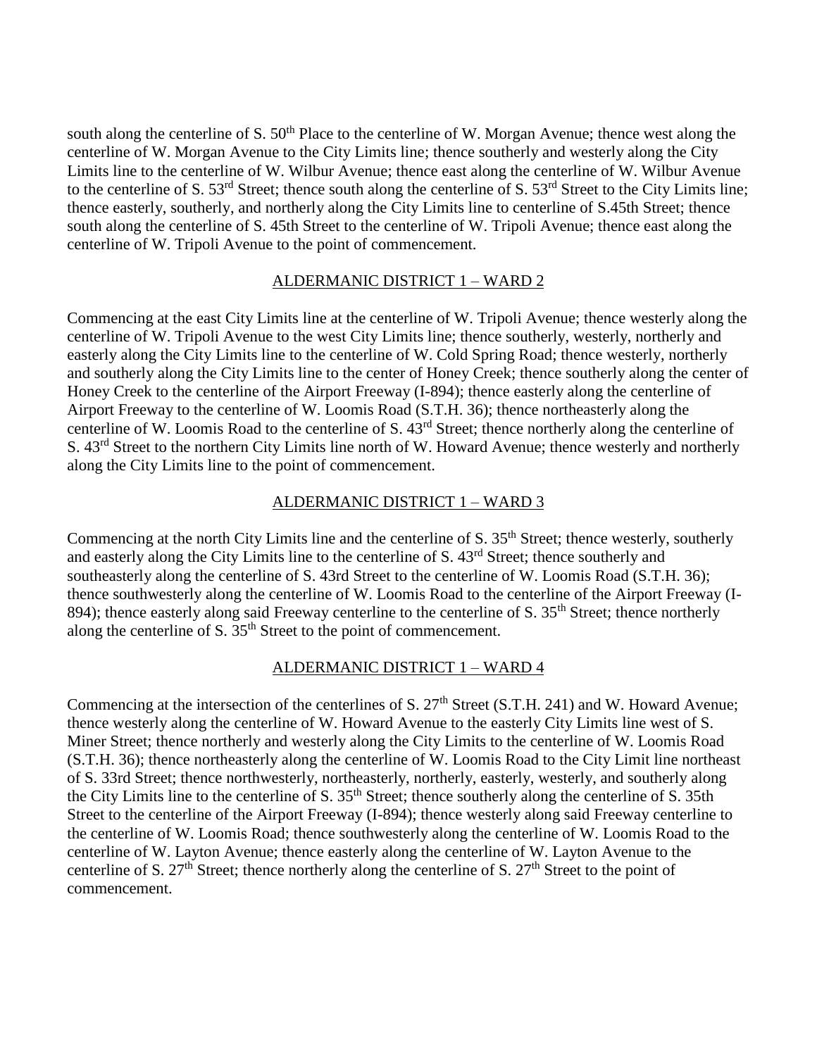south along the centerline of S. 50th Place to the centerline of W. Morgan Avenue; thence west along the centerline of W. Morgan Avenue to the City Limits line; thence southerly and westerly along the City Limits line to the centerline of W. Wilbur Avenue; thence east along the centerline of W. Wilbur Avenue to the centerline of S. 53rd Street; thence south along the centerline of S. 53rd Street to the City Limits line; thence easterly, southerly, and northerly along the City Limits line to centerline of S.45th Street; thence south along the centerline of S. 45th Street to the centerline of W. Tripoli Avenue; thence east along the centerline of W. Tripoli Avenue to the point of commencement.

## ALDERMANIC DISTRICT 1 – WARD 2

Commencing at the east City Limits line at the centerline of W. Tripoli Avenue; thence westerly along the centerline of W. Tripoli Avenue to the west City Limits line; thence southerly, westerly, northerly and easterly along the City Limits line to the centerline of W. Cold Spring Road; thence westerly, northerly and southerly along the City Limits line to the center of Honey Creek; thence southerly along the center of Honey Creek to the centerline of the Airport Freeway (I-894); thence easterly along the centerline of Airport Freeway to the centerline of W. Loomis Road (S.T.H. 36); thence northeasterly along the centerline of W. Loomis Road to the centerline of S. 43rd Street; thence northerly along the centerline of S. 43rd Street to the northern City Limits line north of W. Howard Avenue; thence westerly and northerly along the City Limits line to the point of commencement.

## ALDERMANIC DISTRICT 1 – WARD 3

Commencing at the north City Limits line and the centerline of S. 35th Street; thence westerly, southerly and easterly along the City Limits line to the centerline of S. 43rd Street; thence southerly and southeasterly along the centerline of S. 43rd Street to the centerline of W. Loomis Road (S.T.H. 36); thence southwesterly along the centerline of W. Loomis Road to the centerline of the Airport Freeway (I-894); thence easterly along said Freeway centerline to the centerline of S. 35th Street; thence northerly along the centerline of S. 35th Street to the point of commencement.

## ALDERMANIC DISTRICT 1 – WARD 4

Commencing at the intersection of the centerlines of S. 27th Street (S.T.H. 241) and W. Howard Avenue; thence westerly along the centerline of W. Howard Avenue to the easterly City Limits line west of S. Miner Street; thence northerly and westerly along the City Limits to the centerline of W. Loomis Road (S.T.H. 36); thence northeasterly along the centerline of W. Loomis Road to the City Limit line northeast of S. 33rd Street; thence northwesterly, northeasterly, northerly, easterly, westerly, and southerly along the City Limits line to the centerline of S. 35th Street; thence southerly along the centerline of S. 35th Street to the centerline of the Airport Freeway (I-894); thence westerly along said Freeway centerline to the centerline of W. Loomis Road; thence southwesterly along the centerline of W. Loomis Road to the centerline of W. Layton Avenue; thence easterly along the centerline of W. Layton Avenue to the centerline of S. 27th Street; thence northerly along the centerline of S. 27th Street to the point of commencement.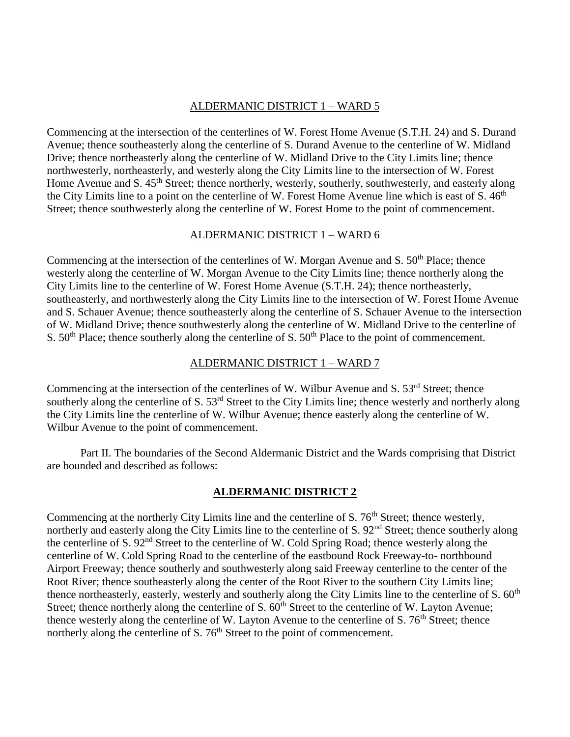## ALDERMANIC DISTRICT 1 – WARD 5

Commencing at the intersection of the centerlines of W. Forest Home Avenue (S.T.H. 24) and S. Durand Avenue; thence southeasterly along the centerline of S. Durand Avenue to the centerline of W. Midland Drive; thence northeasterly along the centerline of W. Midland Drive to the City Limits line; thence northwesterly, northeasterly, and westerly along the City Limits line to the intersection of W. Forest Home Avenue and S. 45th Street; thence northerly, westerly, southerly, southwesterly, and easterly along the City Limits line to a point on the centerline of W. Forest Home Avenue line which is east of S. 46th Street; thence southwesterly along the centerline of W. Forest Home to the point of commencement.

## ALDERMANIC DISTRICT 1 – WARD 6

Commencing at the intersection of the centerlines of W. Morgan Avenue and S. 50th Place; thence westerly along the centerline of W. Morgan Avenue to the City Limits line; thence northerly along the City Limits line to the centerline of W. Forest Home Avenue (S.T.H. 24); thence northeasterly, southeasterly, and northwesterly along the City Limits line to the intersection of W. Forest Home Avenue and S. Schauer Avenue; thence southeasterly along the centerline of S. Schauer Avenue to the intersection of W. Midland Drive; thence southwesterly along the centerline of W. Midland Drive to the centerline of S. 50th Place; thence southerly along the centerline of S. 50th Place to the point of commencement.

## ALDERMANIC DISTRICT 1 – WARD 7

Commencing at the intersection of the centerlines of W. Wilbur Avenue and S. 53rd Street; thence southerly along the centerline of S. 53rd Street to the City Limits line; thence westerly and northerly along the City Limits line the centerline of W. Wilbur Avenue; thence easterly along the centerline of W. Wilbur Avenue to the point of commencement.

Part II. The boundaries of the Second Aldermanic District and the Wards comprising that District are bounded and described as follows:

## **ALDERMANIC DISTRICT 2**

Commencing at the northerly City Limits line and the centerline of S. 76th Street; thence westerly, northerly and easterly along the City Limits line to the centerline of S. 92nd Street; thence southerly along the centerline of S. 92nd Street to the centerline of W. Cold Spring Road; thence westerly along the centerline of W. Cold Spring Road to the centerline of the eastbound Rock Freeway-to- northbound Airport Freeway; thence southerly and southwesterly along said Freeway centerline to the center of the Root River; thence southeasterly along the center of the Root River to the southern City Limits line; thence northeasterly, easterly, westerly and southerly along the City Limits line to the centerline of S. 60th Street; thence northerly along the centerline of S. 60th Street to the centerline of W. Layton Avenue; thence westerly along the centerline of W. Layton Avenue to the centerline of S. 76th Street; thence northerly along the centerline of S. 76th Street to the point of commencement.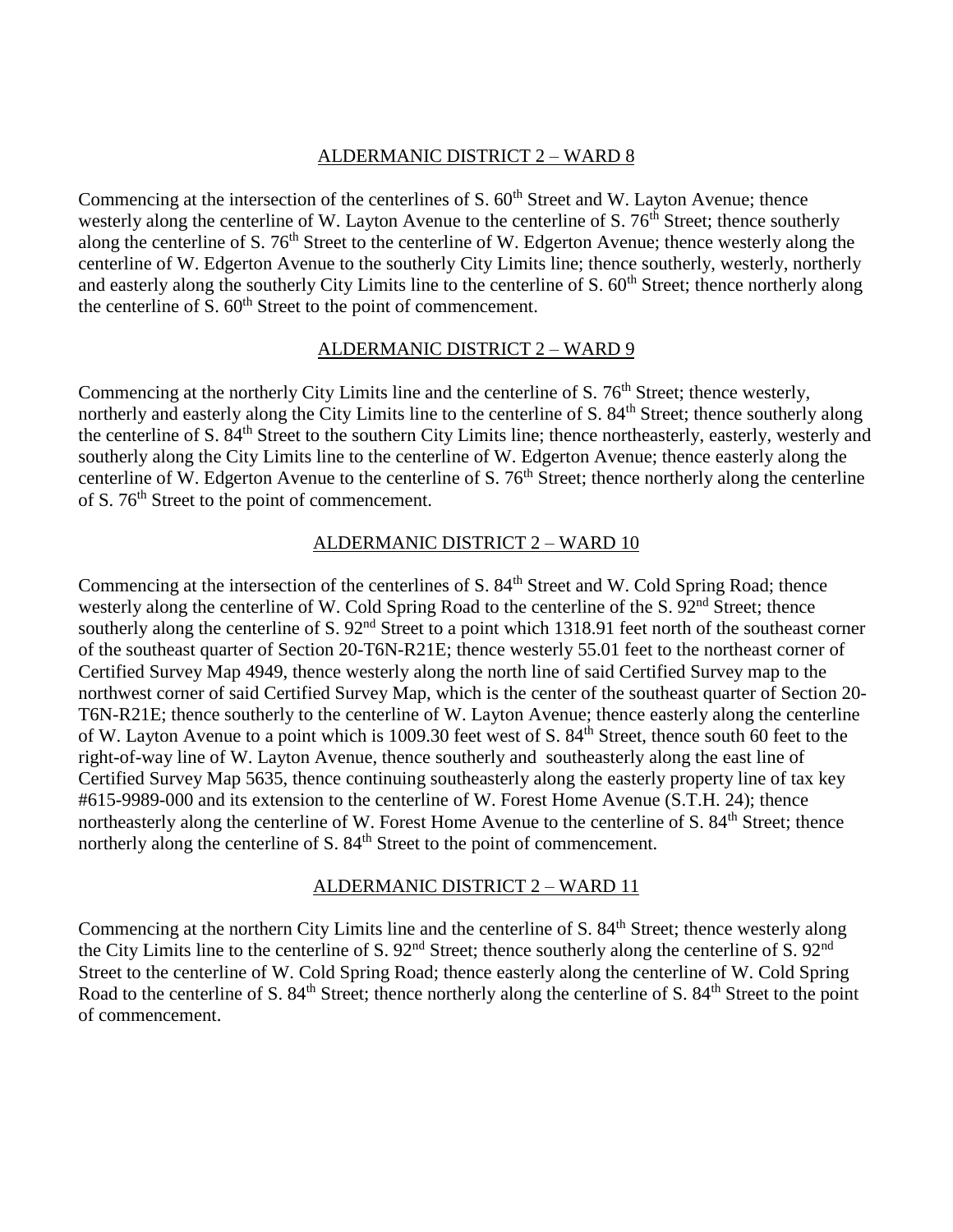## ALDERMANIC DISTRICT 2 – WARD 8

Commencing at the intersection of the centerlines of S. 60th Street and W. Layton Avenue; thence westerly along the centerline of W. Layton Avenue to the centerline of S. 76th Street; thence southerly along the centerline of S. 76th Street to the centerline of W. Edgerton Avenue; thence westerly along the centerline of W. Edgerton Avenue to the southerly City Limits line; thence southerly, westerly, northerly and easterly along the southerly City Limits line to the centerline of S. 60th Street; thence northerly along the centerline of S. 60th Street to the point of commencement.

## ALDERMANIC DISTRICT 2 – WARD 9

Commencing at the northerly City Limits line and the centerline of S. 76th Street; thence westerly, northerly and easterly along the City Limits line to the centerline of S. 84th Street; thence southerly along the centerline of S. 84th Street to the southern City Limits line; thence northeasterly, easterly, westerly and southerly along the City Limits line to the centerline of W. Edgerton Avenue; thence easterly along the centerline of W. Edgerton Avenue to the centerline of S. 76th Street; thence northerly along the centerline of S. 76th Street to the point of commencement.

## ALDERMANIC DISTRICT 2 – WARD 10

Commencing at the intersection of the centerlines of S. 84th Street and W. Cold Spring Road; thence westerly along the centerline of W. Cold Spring Road to the centerline of the S. 92nd Street; thence southerly along the centerline of S. 92nd Street to a point which 1318.91 feet north of the southeast corner of the southeast quarter of Section 20-T6N-R21E; thence westerly 55.01 feet to the northeast corner of Certified Survey Map 4949, thence westerly along the north line of said Certified Survey map to the northwest corner of said Certified Survey Map, which is the center of the southeast quarter of Section 20-T6N-R21E; thence southerly to the centerline of W. Layton Avenue; thence easterly along the centerline of W. Layton Avenue to a point which is 1009.30 feet west of S. 84th Street, thence south 60 feet to the right-of-way line of W. Layton Avenue, thence southerly and southeasterly along the east line of Certified Survey Map 5635, thence continuing southeasterly along the easterly property line of tax key #615-9989-000 and its extension to the centerline of W. Forest Home Avenue (S.T.H. 24); thence northeasterly along the centerline of W. Forest Home Avenue to the centerline of S. 84th Street; thence northerly along the centerline of S. 84th Street to the point of commencement.

## ALDERMANIC DISTRICT 2 – WARD 11

Commencing at the northern City Limits line and the centerline of S. 84th Street; thence westerly along the City Limits line to the centerline of S. 92nd Street; thence southerly along the centerline of S. 92nd Street to the centerline of W. Cold Spring Road; thence easterly along the centerline of W. Cold Spring Road to the centerline of S. 84th Street; thence northerly along the centerline of S. 84th Street to the point of commencement.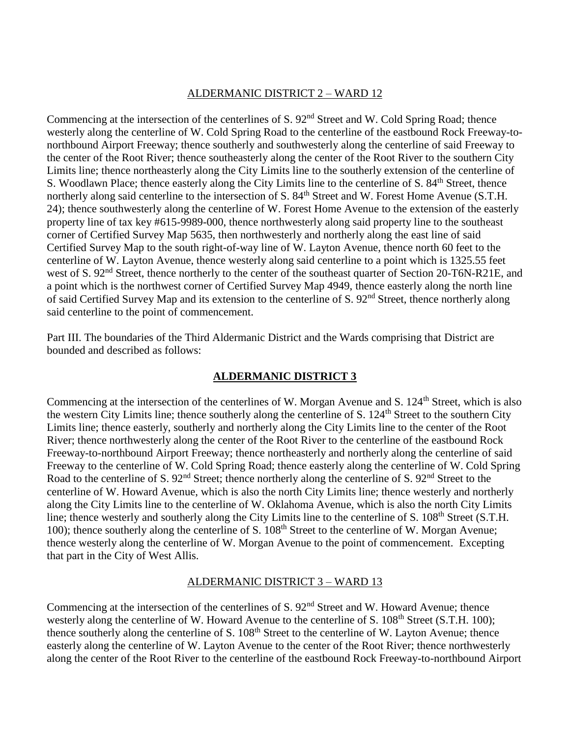## ALDERMANIC DISTRICT 2 – WARD 12

Commencing at the intersection of the centerlines of S. 92nd Street and W. Cold Spring Road; thence westerly along the centerline of W. Cold Spring Road to the centerline of the eastbound Rock Freeway-to-northbound Airport Freeway; thence southerly and southwesterly along the centerline of said Freeway to the center of the Root River; thence southeasterly along the center of the Root River to the southern City Limits line; thence northeasterly along the City Limits line to the southerly extension of the centerline of S. Woodlawn Place; thence easterly along the City Limits line to the centerline of S. 84th Street, thence northerly along said centerline to the intersection of S. 84th Street and W. Forest Home Avenue (S.T.H. 24); thence southwesterly along the centerline of W. Forest Home Avenue to the extension of the easterly property line of tax key #615-9989-000, thence northwesterly along said property line to the southeast corner of Certified Survey Map 5635, then northwesterly and northerly along the east line of said Certified Survey Map to the south right-of-way line of W. Layton Avenue, thence north 60 feet to the centerline of W. Layton Avenue, thence westerly along said centerline to a point which is 1325.55 feet west of S. 92nd Street, thence northerly to the center of the southeast quarter of Section 20-T6N-R21E, and a point which is the northwest corner of Certified Survey Map 4949, thence easterly along the north line of said Certified Survey Map and its extension to the centerline of S. 92nd Street, thence northerly along said centerline to the point of commencement.

Part III. The boundaries of the Third Aldermanic District and the Wards comprising that District are bounded and described as follows:

## **ALDERMANIC DISTRICT 3**

Commencing at the intersection of the centerlines of W. Morgan Avenue and S. 124th Street, which is also the western City Limits line; thence southerly along the centerline of S. 124th Street to the southern City Limits line; thence easterly, southerly and northerly along the City Limits line to the center of the Root River; thence northwesterly along the center of the Root River to the centerline of the eastbound Rock Freeway-to-northbound Airport Freeway; thence northeasterly and northerly along the centerline of said Freeway to the centerline of W. Cold Spring Road; thence easterly along the centerline of W. Cold Spring Road to the centerline of S. 92nd Street; thence northerly along the centerline of S. 92nd Street to the centerline of W. Howard Avenue, which is also the north City Limits line; thence westerly and northerly along the City Limits line to the centerline of W. Oklahoma Avenue, which is also the north City Limits line; thence westerly and southerly along the City Limits line to the centerline of S. 108th Street (S.T.H. 100); thence southerly along the centerline of S. 108th Street to the centerline of W. Morgan Avenue; thence westerly along the centerline of W. Morgan Avenue to the point of commencement. Excepting that part in the City of West Allis.

## ALDERMANIC DISTRICT 3 – WARD 13

Commencing at the intersection of the centerlines of S. 92nd Street and W. Howard Avenue; thence westerly along the centerline of W. Howard Avenue to the centerline of S. 108th Street (S.T.H. 100); thence southerly along the centerline of S. 108th Street to the centerline of W. Layton Avenue; thence easterly along the centerline of W. Layton Avenue to the center of the Root River; thence northwesterly along the center of the Root River to the centerline of the eastbound Rock Freeway-to-northbound Airport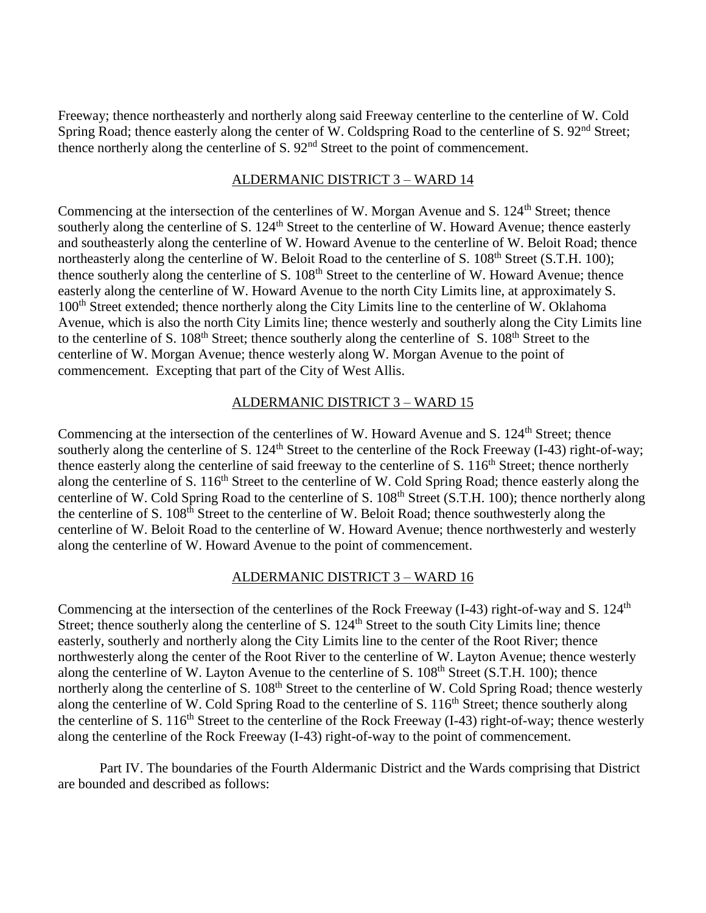Freeway; thence northeasterly and northerly along said Freeway centerline to the centerline of W. Cold Spring Road; thence easterly along the center of W. Coldspring Road to the centerline of S. 92nd Street; thence northerly along the centerline of S. 92nd Street to the point of commencement.

## ALDERMANIC DISTRICT 3 – WARD 14

Commencing at the intersection of the centerlines of W. Morgan Avenue and S. 124th Street; thence southerly along the centerline of S. 124th Street to the centerline of W. Howard Avenue; thence easterly and southeasterly along the centerline of W. Howard Avenue to the centerline of W. Beloit Road; thence northeasterly along the centerline of W. Beloit Road to the centerline of S. 108th Street (S.T.H. 100); thence southerly along the centerline of S. 108th Street to the centerline of W. Howard Avenue; thence easterly along the centerline of W. Howard Avenue to the north City Limits line, at approximately S. 100th Street extended; thence northerly along the City Limits line to the centerline of W. Oklahoma Avenue, which is also the north City Limits line; thence westerly and southerly along the City Limits line to the centerline of S. 108th Street; thence southerly along the centerline of S. 108th Street to the centerline of W. Morgan Avenue; thence westerly along W. Morgan Avenue to the point of commencement. Excepting that part of the City of West Allis.

## ALDERMANIC DISTRICT 3 – WARD 15

Commencing at the intersection of the centerlines of W. Howard Avenue and S. 124th Street; thence southerly along the centerline of S. 124th Street to the centerline of the Rock Freeway (I-43) right-of-way; thence easterly along the centerline of said freeway to the centerline of S. 116th Street; thence northerly along the centerline of S. 116th Street to the centerline of W. Cold Spring Road; thence easterly along the centerline of W. Cold Spring Road to the centerline of S. 108th Street (S.T.H. 100); thence northerly along the centerline of S. 108th Street to the centerline of W. Beloit Road; thence southwesterly along the centerline of W. Beloit Road to the centerline of W. Howard Avenue; thence northwesterly and westerly along the centerline of W. Howard Avenue to the point of commencement.

## ALDERMANIC DISTRICT 3 – WARD 16

Commencing at the intersection of the centerlines of the Rock Freeway (I-43) right-of-way and S. 124th Street; thence southerly along the centerline of S. 124th Street to the south City Limits line; thence easterly, southerly and northerly along the City Limits line to the center of the Root River; thence northwesterly along the center of the Root River to the centerline of W. Layton Avenue; thence westerly along the centerline of W. Layton Avenue to the centerline of S. 108th Street (S.T.H. 100); thence northerly along the centerline of S. 108th Street to the centerline of W. Cold Spring Road; thence westerly along the centerline of W. Cold Spring Road to the centerline of S. 116th Street; thence southerly along the centerline of S. 116th Street to the centerline of the Rock Freeway (I-43) right-of-way; thence westerly along the centerline of the Rock Freeway (I-43) right-of-way to the point of commencement.

Part IV. The boundaries of the Fourth Aldermanic District and the Wards comprising that District are bounded and described as follows: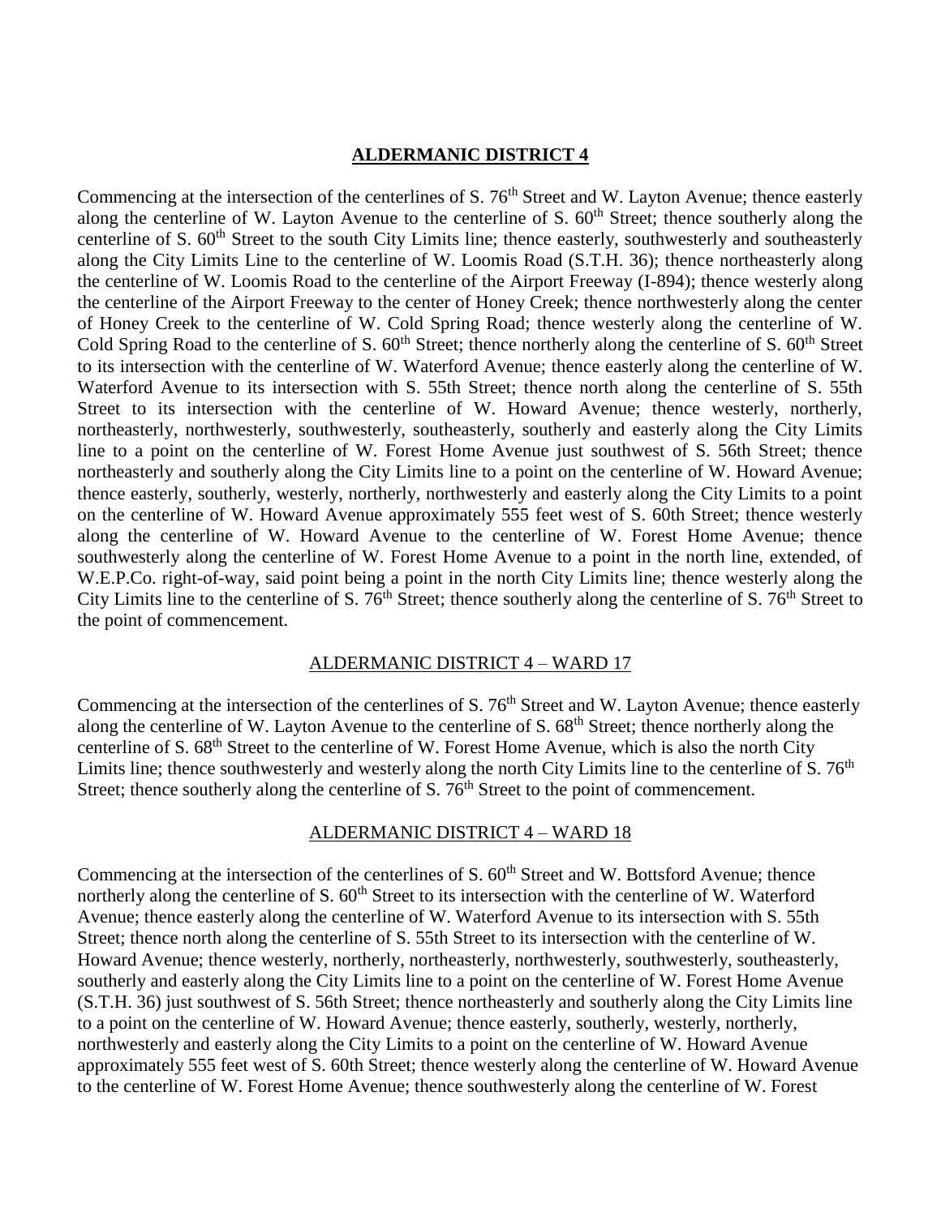## ALDERMANIC DISTRICT 4

Commencing at the intersection of the centerlines of S. 76th Street and W. Layton Avenue; thence easterly along the centerline of W. Layton Avenue to the centerline of S. 60th Street; thence southerly along the centerline of S. 60th Street to the south City Limits line; thence easterly, southwesterly and southeasterly along the City Limits Line to the centerline of W. Loomis Road (S.T.H. 36); thence northeasterly along the centerline of W. Loomis Road to the centerline of the Airport Freeway (I-894); thence westerly along the centerline of the Airport Freeway to the center of Honey Creek; thence northwesterly along the center of Honey Creek to the centerline of W. Cold Spring Road; thence westerly along the centerline of W. Cold Spring Road to the centerline of S. 60th Street; thence northerly along the centerline of S. 60th Street to its intersection with the centerline of W. Waterford Avenue; thence easterly along the centerline of W. Waterford Avenue to its intersection with S. 55th Street; thence north along the centerline of S. 55th Street to its intersection with the centerline of W. Howard Avenue; thence westerly, northerly, northeasterly, northwesterly, southwesterly, southeasterly, southerly and easterly along the City Limits line to a point on the centerline of W. Forest Home Avenue just southwest of S. 56th Street; thence northeasterly and southerly along the City Limits line to a point on the centerline of W. Howard Avenue; thence easterly, southerly, westerly, northerly, northwesterly and easterly along the City Limits to a point on the centerline of W. Howard Avenue approximately 555 feet west of S. 60th Street; thence westerly along the centerline of W. Howard Avenue to the centerline of W. Forest Home Avenue; thence southwesterly along the centerline of W. Forest Home Avenue to a point in the north line, extended, of W.E.P.Co. right-of-way, said point being a point in the north City Limits line; thence westerly along the City Limits line to the centerline of S. 76th Street; thence southerly along the centerline of S. 76th Street to the point of commencement.

### ALDERMANIC DISTRICT 4 – WARD 17

Commencing at the intersection of the centerlines of S. 76th Street and W. Layton Avenue; thence easterly along the centerline of W. Layton Avenue to the centerline of S. 68th Street; thence northerly along the centerline of S. 68th Street to the centerline of W. Forest Home Avenue, which is also the north City Limits line; thence southwesterly and westerly along the north City Limits line to the centerline of S. 76th Street; thence southerly along the centerline of S. 76th Street to the point of commencement.

### ALDERMANIC DISTRICT 4 – WARD 18

Commencing at the intersection of the centerlines of S. 60th Street and W. Bottsford Avenue; thence northerly along the centerline of S. 60th Street to its intersection with the centerline of W. Waterford Avenue; thence easterly along the centerline of W. Waterford Avenue to its intersection with S. 55th Street; thence north along the centerline of S. 55th Street to its intersection with the centerline of W. Howard Avenue; thence westerly, northerly, northeasterly, northwesterly, southwesterly, southeasterly, southerly and easterly along the City Limits line to a point on the centerline of W. Forest Home Avenue (S.T.H. 36) just southwest of S. 56th Street; thence northeasterly and southerly along the City Limits line to a point on the centerline of W. Howard Avenue; thence easterly, southerly, westerly, northerly, northwesterly and easterly along the City Limits to a point on the centerline of W. Howard Avenue approximately 555 feet west of S. 60th Street; thence westerly along the centerline of W. Howard Avenue to the centerline of W. Forest Home Avenue; thence southwesterly along the centerline of W. Forest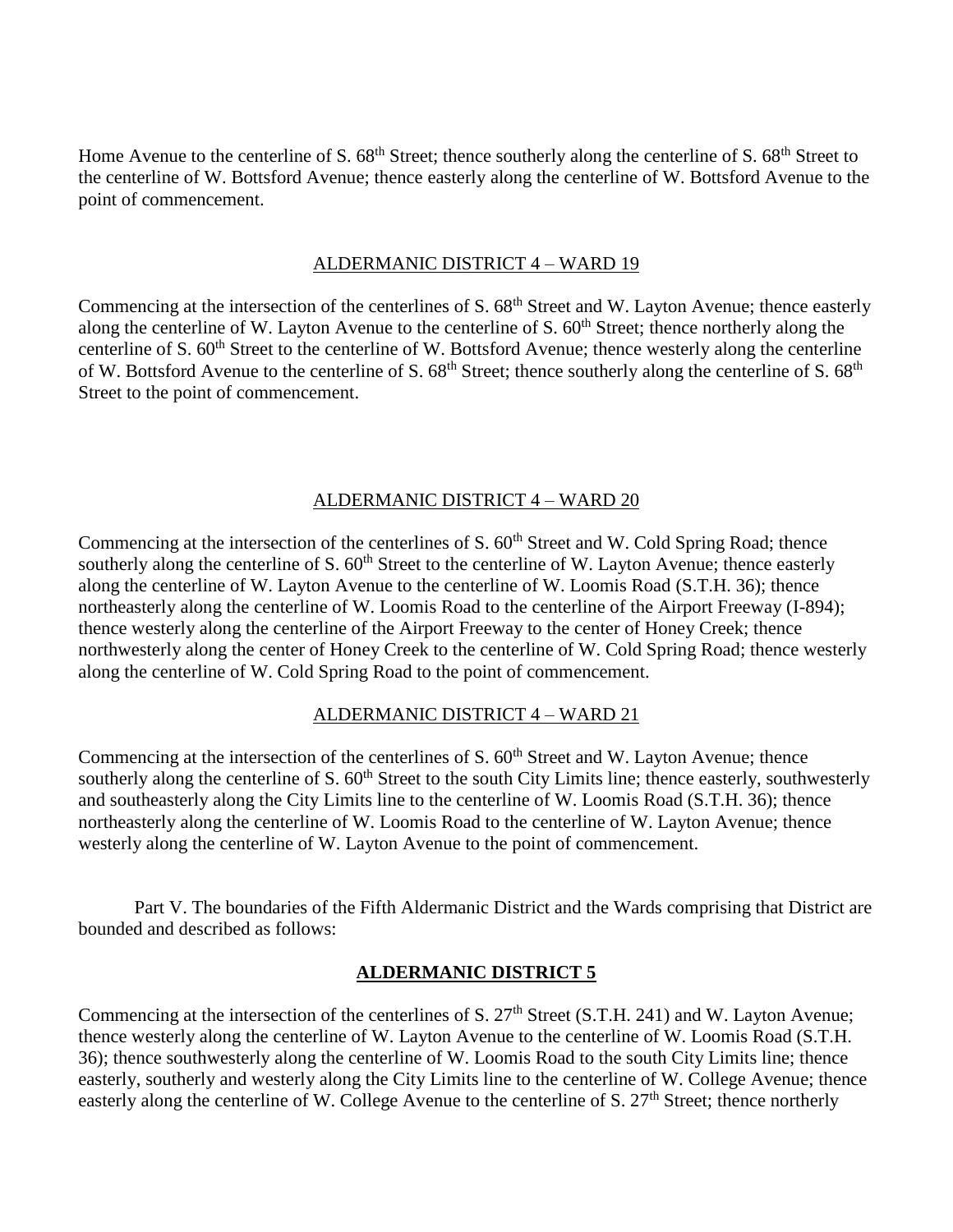Home Avenue to the centerline of S. 68th Street; thence southerly along the centerline of S. 68th Street to the centerline of W. Bottsford Avenue; thence easterly along the centerline of W. Bottsford Avenue to the point of commencement.

ALDERMANIC DISTRICT 4 – WARD 19

Commencing at the intersection of the centerlines of S. 68th Street and W. Layton Avenue; thence easterly along the centerline of W. Layton Avenue to the centerline of S. 60th Street; thence northerly along the centerline of S. 60th Street to the centerline of W. Bottsford Avenue; thence westerly along the centerline of W. Bottsford Avenue to the centerline of S. 68th Street; thence southerly along the centerline of S. 68th Street to the point of commencement.

ALDERMANIC DISTRICT 4 – WARD 20

Commencing at the intersection of the centerlines of S. 60th Street and W. Cold Spring Road; thence southerly along the centerline of S. 60th Street to the centerline of W. Layton Avenue; thence easterly along the centerline of W. Layton Avenue to the centerline of W. Loomis Road (S.T.H. 36); thence northeasterly along the centerline of W. Loomis Road to the centerline of the Airport Freeway (I-894); thence westerly along the centerline of the Airport Freeway to the center of Honey Creek; thence northwesterly along the center of Honey Creek to the centerline of W. Cold Spring Road; thence westerly along the centerline of W. Cold Spring Road to the point of commencement.

ALDERMANIC DISTRICT 4 – WARD 21

Commencing at the intersection of the centerlines of S. 60th Street and W. Layton Avenue; thence southerly along the centerline of S. 60th Street to the south City Limits line; thence easterly, southwesterly and southeasterly along the City Limits line to the centerline of W. Loomis Road (S.T.H. 36); thence northeasterly along the centerline of W. Loomis Road to the centerline of W. Layton Avenue; thence westerly along the centerline of W. Layton Avenue to the point of commencement.

Part V. The boundaries of the Fifth Aldermanic District and the Wards comprising that District are bounded and described as follows:

## ALDERMANIC DISTRICT 5

Commencing at the intersection of the centerlines of S. 27th Street (S.T.H. 241) and W. Layton Avenue; thence westerly along the centerline of W. Layton Avenue to the centerline of W. Loomis Road (S.T.H. 36); thence southwesterly along the centerline of W. Loomis Road to the south City Limits line; thence easterly, southerly and westerly along the City Limits line to the centerline of W. College Avenue; thence easterly along the centerline of W. College Avenue to the centerline of S. 27th Street; thence northerly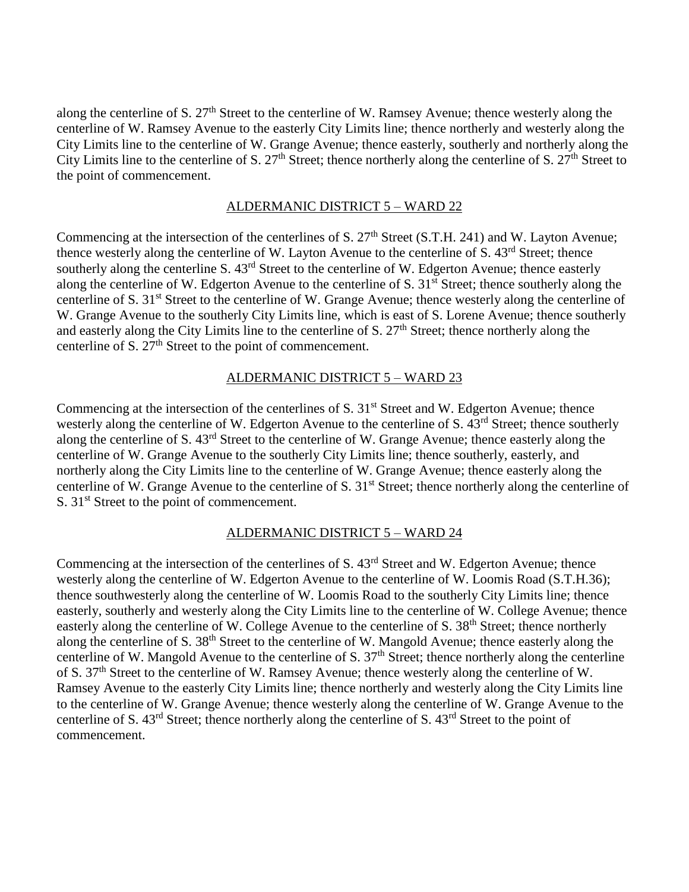along the centerline of S. 27th Street to the centerline of W. Ramsey Avenue; thence westerly along the centerline of W. Ramsey Avenue to the easterly City Limits line; thence northerly and westerly along the City Limits line to the centerline of W. Grange Avenue; thence easterly, southerly and northerly along the City Limits line to the centerline of S. 27th Street; thence northerly along the centerline of S. 27th Street to the point of commencement.

## ALDERMANIC DISTRICT 5 – WARD 22

Commencing at the intersection of the centerlines of S. 27th Street (S.T.H. 241) and W. Layton Avenue; thence westerly along the centerline of W. Layton Avenue to the centerline of S. 43rd Street; thence southerly along the centerline S. 43rd Street to the centerline of W. Edgerton Avenue; thence easterly along the centerline of W. Edgerton Avenue to the centerline of S. 31st Street; thence southerly along the centerline of S. 31st Street to the centerline of W. Grange Avenue; thence westerly along the centerline of W. Grange Avenue to the southerly City Limits line, which is east of S. Lorene Avenue; thence southerly and easterly along the City Limits line to the centerline of S. 27th Street; thence northerly along the centerline of S. 27th Street to the point of commencement.

## ALDERMANIC DISTRICT 5 – WARD 23

Commencing at the intersection of the centerlines of S. 31st Street and W. Edgerton Avenue; thence westerly along the centerline of W. Edgerton Avenue to the centerline of S. 43rd Street; thence southerly along the centerline of S. 43rd Street to the centerline of W. Grange Avenue; thence easterly along the centerline of W. Grange Avenue to the southerly City Limits line; thence southerly, easterly, and northerly along the City Limits line to the centerline of W. Grange Avenue; thence easterly along the centerline of W. Grange Avenue to the centerline of S. 31st Street; thence northerly along the centerline of S. 31st Street to the point of commencement.

## ALDERMANIC DISTRICT 5 – WARD 24

Commencing at the intersection of the centerlines of S. 43rd Street and W. Edgerton Avenue; thence westerly along the centerline of W. Edgerton Avenue to the centerline of W. Loomis Road (S.T.H.36); thence southwesterly along the centerline of W. Loomis Road to the southerly City Limits line; thence easterly, southerly and westerly along the City Limits line to the centerline of W. College Avenue; thence easterly along the centerline of W. College Avenue to the centerline of S. 38th Street; thence northerly along the centerline of S. 38th Street to the centerline of W. Mangold Avenue; thence easterly along the centerline of W. Mangold Avenue to the centerline of S. 37th Street; thence northerly along the centerline of S. 37th Street to the centerline of W. Ramsey Avenue; thence westerly along the centerline of W. Ramsey Avenue to the easterly City Limits line; thence northerly and westerly along the City Limits line to the centerline of W. Grange Avenue; thence westerly along the centerline of W. Grange Avenue to the centerline of S. 43rd Street; thence northerly along the centerline of S. 43rd Street to the point of commencement.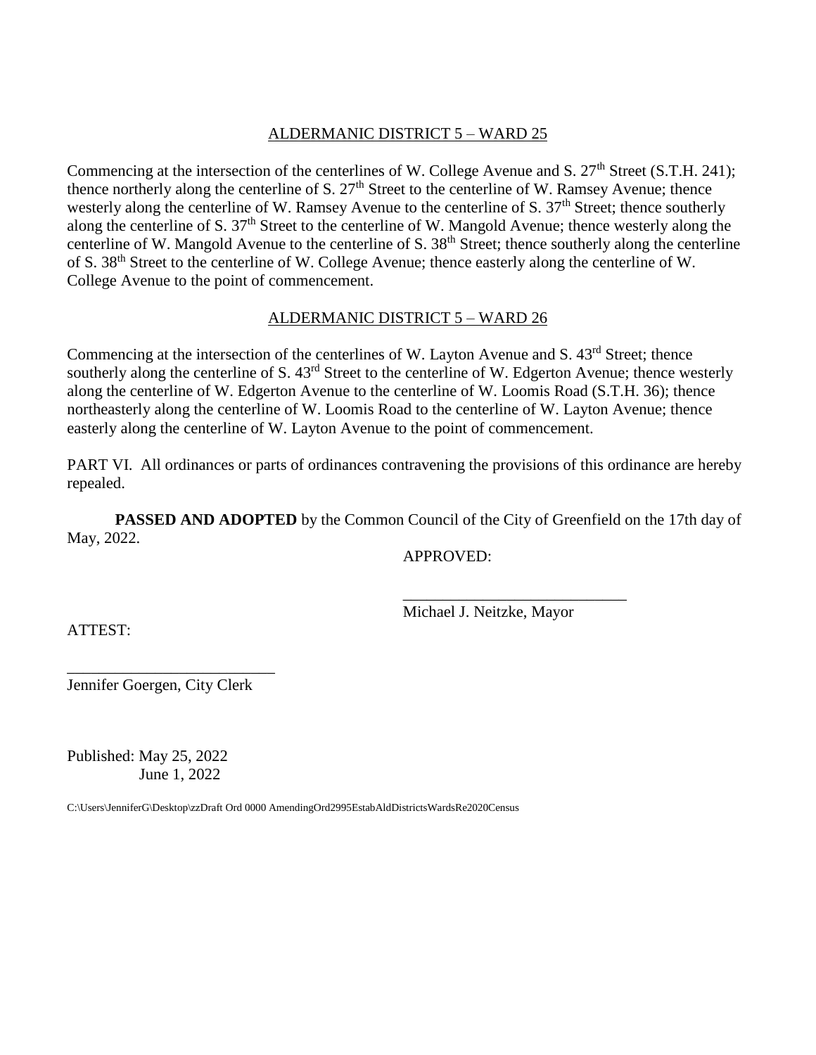ALDERMANIC DISTRICT 5 – WARD 25

Commencing at the intersection of the centerlines of W. College Avenue and S. 27th Street (S.T.H. 241); thence northerly along the centerline of S. 27th Street to the centerline of W. Ramsey Avenue; thence westerly along the centerline of W. Ramsey Avenue to the centerline of S. 37th Street; thence southerly along the centerline of S. 37th Street to the centerline of W. Mangold Avenue; thence westerly along the centerline of W. Mangold Avenue to the centerline of S. 38th Street; thence southerly along the centerline of S. 38th Street to the centerline of W. College Avenue; thence easterly along the centerline of W. College Avenue to the point of commencement.

ALDERMANIC DISTRICT 5 – WARD 26

Commencing at the intersection of the centerlines of W. Layton Avenue and S. 43rd Street; thence southerly along the centerline of S. 43rd Street to the centerline of W. Edgerton Avenue; thence westerly along the centerline of W. Edgerton Avenue to the centerline of W. Loomis Road (S.T.H. 36); thence northeasterly along the centerline of W. Loomis Road to the centerline of W. Layton Avenue; thence easterly along the centerline of W. Layton Avenue to the point of commencement.

PART VI. All ordinances or parts of ordinances contravening the provisions of this ordinance are hereby repealed.

**PASSED AND ADOPTED** by the Common Council of the City of Greenfield on the 17th day of May, 2022.

APPROVED:

\_\_\_\_\_\_\_\_\_\_\_\_\_\_\_\_\_\_\_\_\_\_\_\_\_\_\_\_
Michael J. Neitzke, Mayor

ATTEST:

\_\_\_\_\_\_\_\_\_\_\_\_\_\_\_\_\_\_\_\_\_\_\_\_\_\_
Jennifer Goergen, City Clerk

Published: May 25, 2022
June 1, 2022

C:\Users\JenniferG\Desktop\zzDraft Ord 0000 AmendingOrd2995EstabAldDistrictsWardsRe2020Census